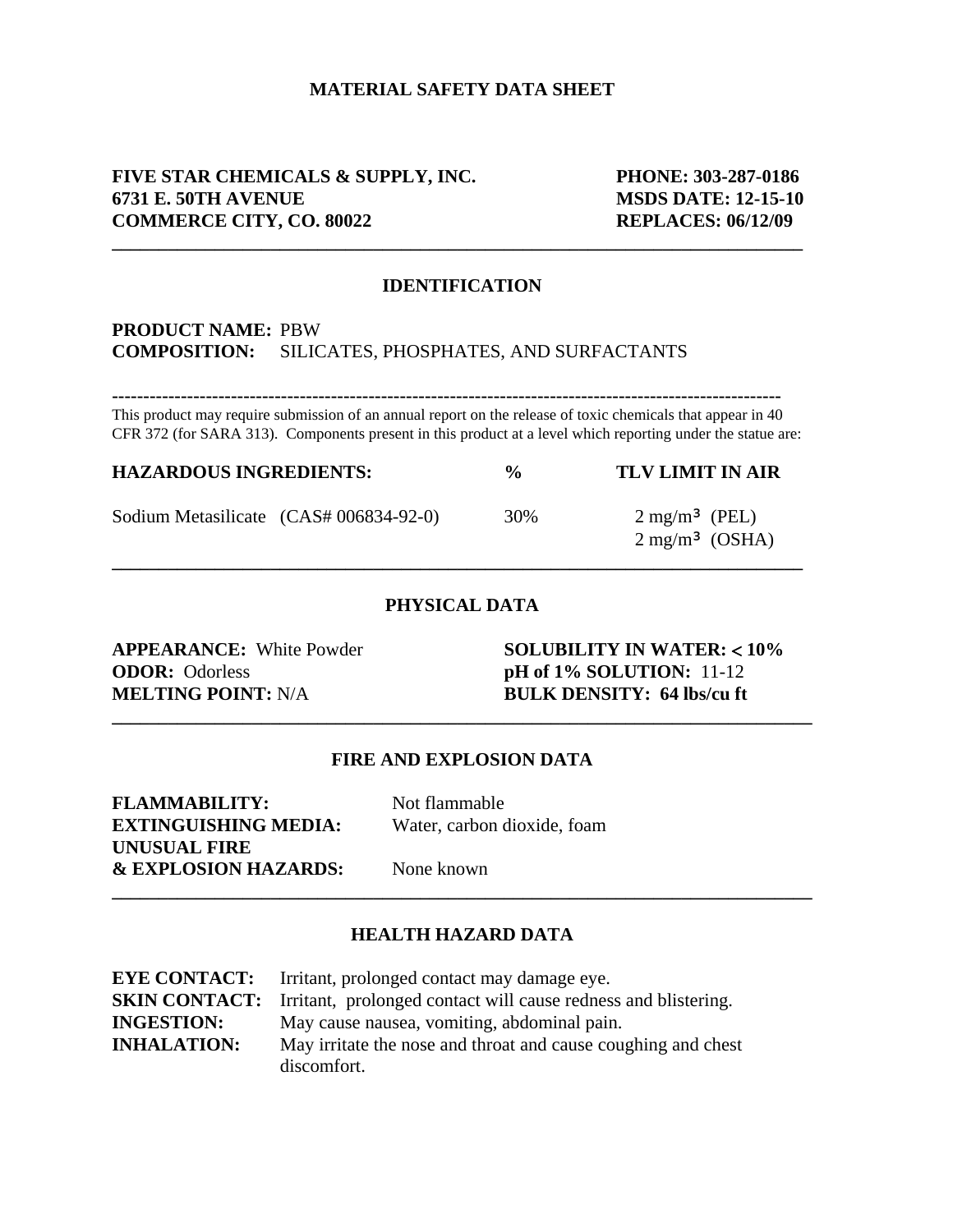# MATERIAL SAFETY DATA SHEET

**FIVE STAR CHEMICALS & SUPPLY, INC.**
**6731 E. 50TH AVENUE**
**COMMERCE CITY, CO. 80022**

**PHONE: 303-287-0186**
**MSDS DATE: 12-15-10**
**REPLACES: 06/12/09**

---

## IDENTIFICATION

**PRODUCT NAME:** PBW
**COMPOSITION:** SILICATES, PHOSPHATES, AND SURFACTANTS

---

This product may require submission of an annual report on the release of toxic chemicals that appear in 40 CFR 372 (for SARA 313). Components present in this product at a level which reporting under the statue are:

| HAZARDOUS INGREDIENTS: | % | TLV LIMIT IN AIR |
|---|---|---|
| Sodium Metasilicate (CAS# 006834-92-0) | 30% | 2 $mg/m^3$ (PEL)<br>2 $mg/m^3$ (OSHA) |

---

## PHYSICAL DATA

**APPEARANCE:** White Powder
**ODOR:** Odorless
**MELTING POINT:** N/A

**SOLUBILITY IN WATER:** $< 10\%$
**pH of 1% SOLUTION:** 11-12
**BULK DENSITY: 64 lbs/cu ft**

---

## FIRE AND EXPLOSION DATA

**FLAMMABILITY:** Not flammable
**EXTINGUISHING MEDIA:** Water, carbon dioxide, foam
**UNUSUAL FIRE & EXPLOSION HAZARDS:** None known

---

## HEALTH HAZARD DATA

**EYE CONTACT:** Irritant, prolonged contact may damage eye.
**SKIN CONTACT:** Irritant, prolonged contact will cause redness and blistering.
**INGESTION:** May cause nausea, vomiting, abdominal pain.
**INHALATION:** May irritate the nose and throat and cause coughing and chest discomfort.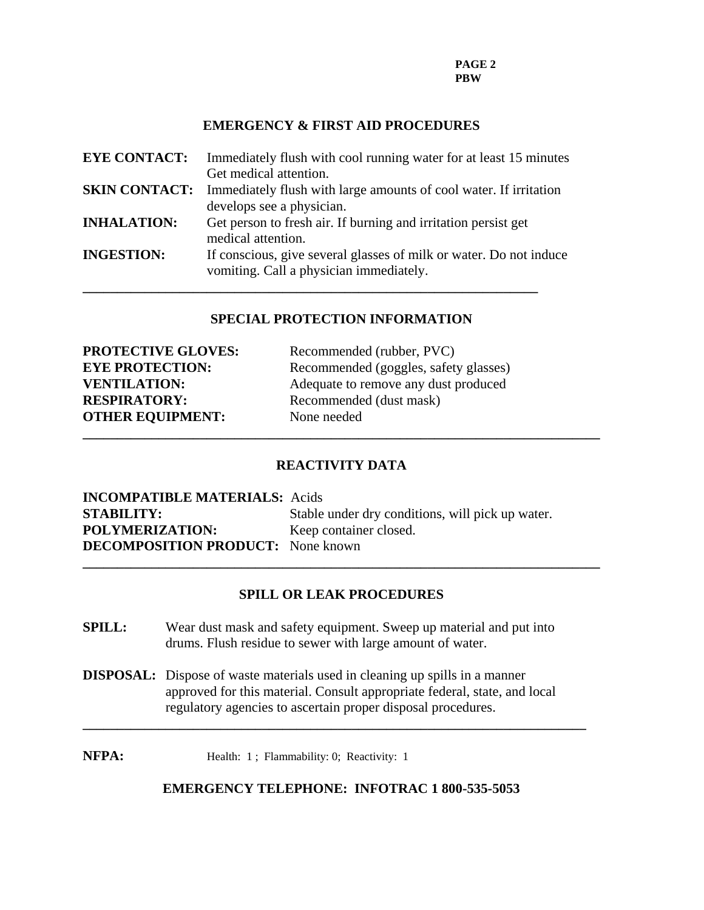## EMERGENCY & FIRST AID PROCEDURES

**EYE CONTACT:** Immediately flush with cool running water for at least 15 minutes Get medical attention.

**SKIN CONTACT:** Immediately flush with large amounts of cool water. If irritation develops see a physician.

**INHALATION:** Get person to fresh air. If burning and irritation persist get medical attention.

**INGESTION:** If conscious, give several glasses of milk or water. Do not induce vomiting. Call a physician immediately.

---

## SPECIAL PROTECTION INFORMATION

**PROTECTIVE GLOVES:** Recommended (rubber, PVC)
**EYE PROTECTION:** Recommended (goggles, safety glasses)
**VENTILATION:** Adequate to remove any dust produced
**RESPIRATORY:** Recommended (dust mask)
**OTHER EQUIPMENT:** None needed

---

## REACTIVITY DATA

**INCOMPATIBLE MATERIALS:** Acids
**STABILITY:** Stable under dry conditions, will pick up water.
**POLYMERIZATION:** Keep container closed.
**DECOMPOSITION PRODUCT:** None known

---

## SPILL OR LEAK PROCEDURES

**SPILL:** Wear dust mask and safety equipment. Sweep up material and put into drums. Flush residue to sewer with large amount of water.

**DISPOSAL:** Dispose of waste materials used in cleaning up spills in a manner approved for this material. Consult appropriate federal, state, and local regulatory agencies to ascertain proper disposal procedures.

---

**NFPA:** Health: 1 ; Flammability: 0; Reactivity: 1

**EMERGENCY TELEPHONE: INFOTRAC 1 800-535-5053**